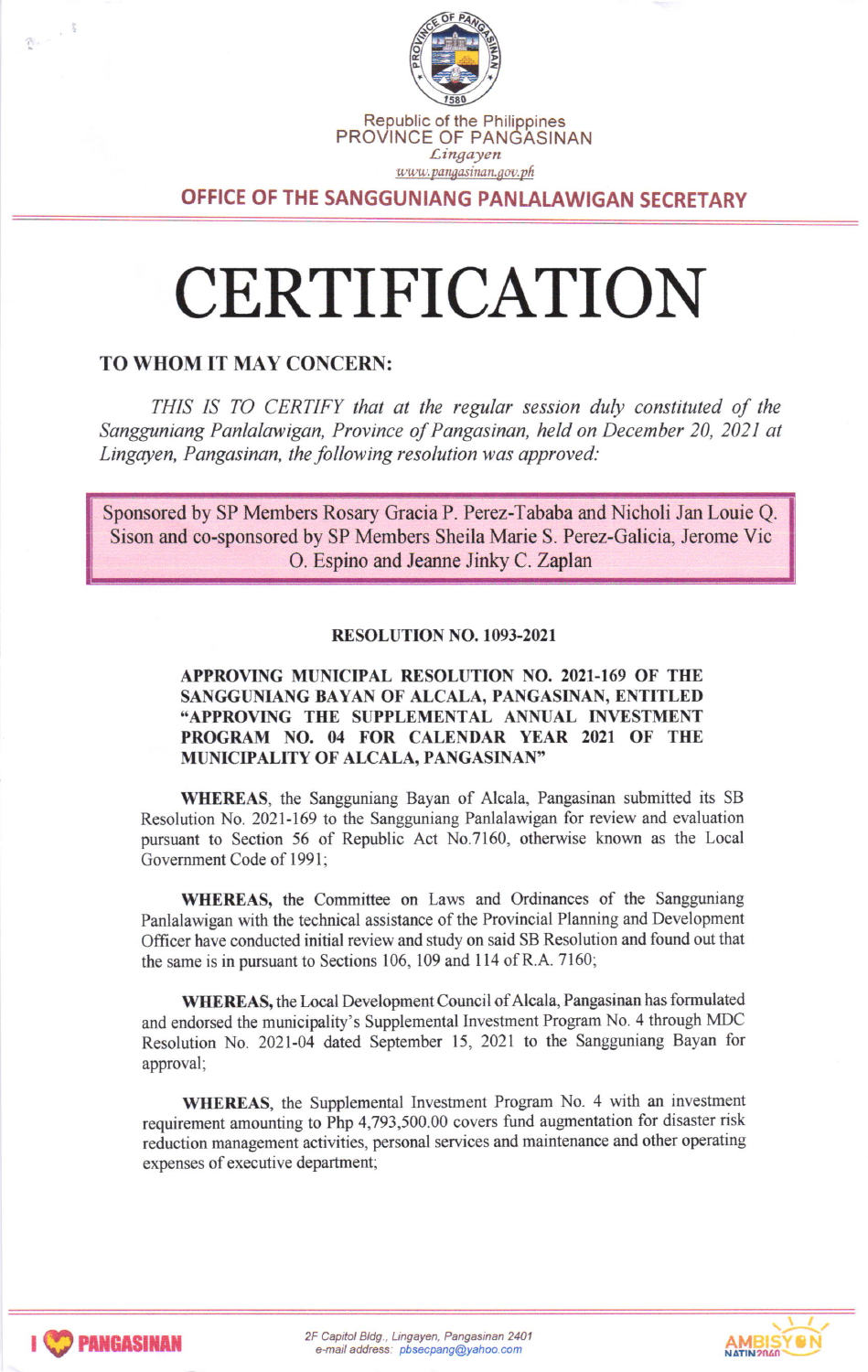Republic of the Philippines
PROVINCE OF PANGASINAN
*Lingayen*
www.pangasinan.gov.ph

**OFFICE OF THE SANGGUNIANG PANLALAWIGAN SECRETARY**

# CERTIFICATION

**TO WHOM IT MAY CONCERN:**

*THIS IS TO CERTIFY that at the regular session duly constituted of the Sangguniang Panlalawigan, Province of Pangasinan, held on December 20, 2021 at Lingayen, Pangasinan, the following resolution was approved:*

Sponsored by SP Members Rosary Gracia P. Perez-Tababa and Nicholi Jan Louie Q. Sison and co-sponsored by SP Members Sheila Marie S. Perez-Galicia, Jerome Vic O. Espino and Jeanne Jinky C. Zaplan

**RESOLUTION NO. 1093-2021**

**APPROVING MUNICIPAL RESOLUTION NO. 2021-169 OF THE SANGGUNIANG BAYAN OF ALCALA, PANGASINAN, ENTITLED "APPROVING THE SUPPLEMENTAL ANNUAL INVESTMENT PROGRAM NO. 04 FOR CALENDAR YEAR 2021 OF THE MUNICIPALITY OF ALCALA, PANGASINAN"**

**WHEREAS**, the Sangguniang Bayan of Alcala, Pangasinan submitted its SB Resolution No. 2021-169 to the Sangguniang Panlalawigan for review and evaluation pursuant to Section 56 of Republic Act No.7160, otherwise known as the Local Government Code of 1991;

**WHEREAS,** the Committee on Laws and Ordinances of the Sangguniang Panlalawigan with the technical assistance of the Provincial Planning and Development Officer have conducted initial review and study on said SB Resolution and found out that the same is in pursuant to Sections 106, 109 and 114 of R.A. 7160;

**WHEREAS,** the Local Development Council of Alcala, Pangasinan has formulated and endorsed the municipality's Supplemental Investment Program No. 4 through MDC Resolution No. 2021-04 dated September 15, 2021 to the Sangguniang Bayan for approval;

**WHEREAS**, the Supplemental Investment Program No. 4 with an investment requirement amounting to Php 4,793,500.00 covers fund augmentation for disaster risk reduction management activities, personal services and maintenance and other operating expenses of executive department;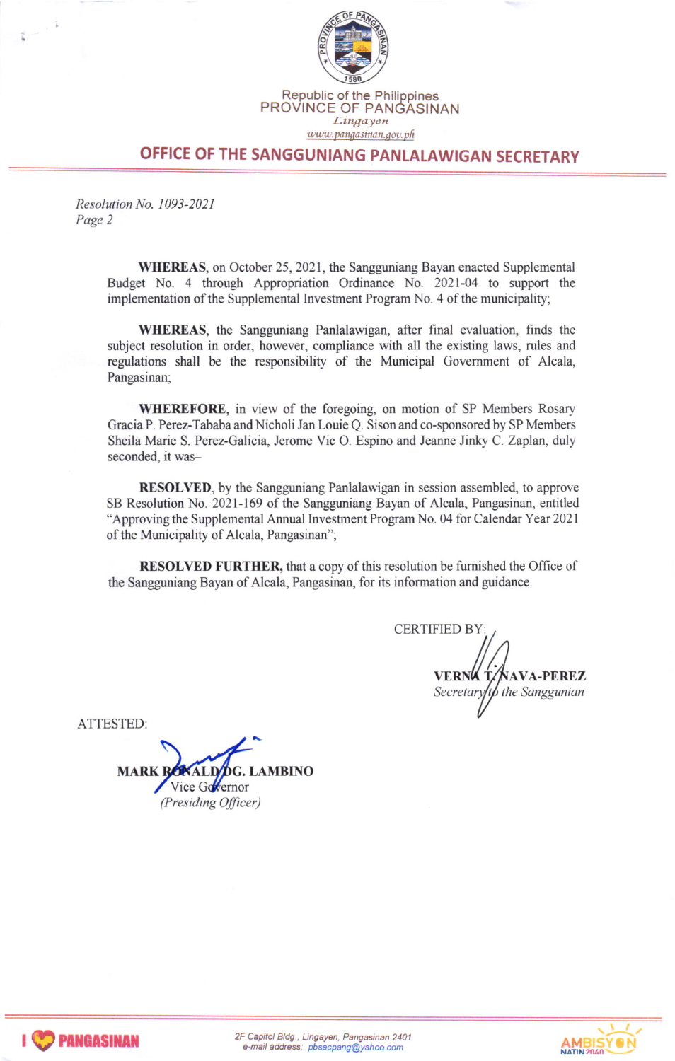Republic of the Philippines
PROVINCE OF PANGASINAN
*Lingayen*
www.pangasinan.gov.ph

## OFFICE OF THE SANGGUNIANG PANLALAWIGAN SECRETARY

*Resolution No. 1093-2021*
*Page 2*

**WHEREAS**, on October 25, 2021, the Sangguniang Bayan enacted Supplemental Budget No. 4 through Appropriation Ordinance No. 2021-04 to support the implementation of the Supplemental Investment Program No. 4 of the municipality;

**WHEREAS**, the Sangguniang Panlalawigan, after final evaluation, finds the subject resolution in order, however, compliance with all the existing laws, rules and regulations shall be the responsibility of the Municipal Government of Alcala, Pangasinan;

**WHEREFORE**, in view of the foregoing, on motion of SP Members Rosary Gracia P. Perez-Tababa and Nicholi Jan Louie Q. Sison and co-sponsored by SP Members Sheila Marie S. Perez-Galicia, Jerome Vic O. Espino and Jeanne Jinky C. Zaplan, duly seconded, it was–

**RESOLVED**, by the Sangguniang Panlalawigan in session assembled, to approve SB Resolution No. 2021-169 of the Sangguniang Bayan of Alcala, Pangasinan, entitled "Approving the Supplemental Annual Investment Program No. 04 for Calendar Year 2021 of the Municipality of Alcala, Pangasinan";

**RESOLVED FURTHER,** that a copy of this resolution be furnished the Office of the Sangguniang Bayan of Alcala, Pangasinan, for its information and guidance.

CERTIFIED BY:

**VERNA T. NAVA-PEREZ**
*Secretary to the Sanggunian*

ATTESTED:

**MARK RONALD DG. LAMBINO**
Vice Governor
*(Presiding Officer)*